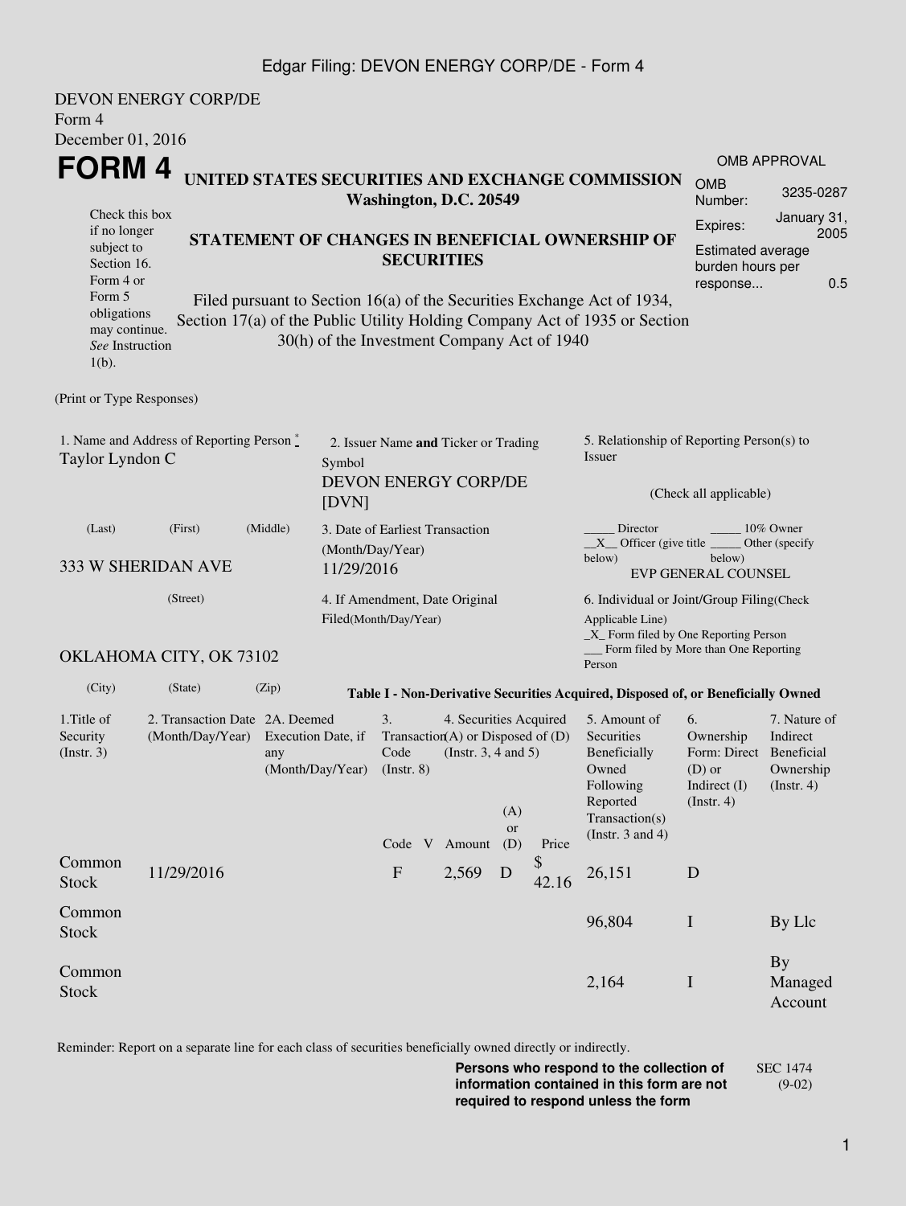DEVON ENERGY CORP/DE
Form 4
December 01, 2016

# FORM 4

**UNITED STATES SECURITIES AND EXCHANGE COMMISSION**
**Washington, D.C. 20549**

| OMB APPROVAL | |
|---|---|
| OMB Number: | 3235-0287 |
| Expires: | January 31, 2005 |
| Estimated average burden hours per response... | 0.5 |

Check this box if no longer subject to Section 16. Form 4 or Form 5 obligations may continue. *See* Instruction 1(b).

**STATEMENT OF CHANGES IN BENEFICIAL OWNERSHIP OF SECURITIES**

Filed pursuant to Section 16(a) of the Securities Exchange Act of 1934, Section 17(a) of the Public Utility Holding Company Act of 1935 or Section 30(h) of the Investment Company Act of 1940

(Print or Type Responses)

1. Name and Address of Reporting Person *
Taylor Lyndon C

(Last) (First) (Middle)

333 W SHERIDAN AVE

(Street)

OKLAHOMA CITY, OK 73102

(City) (State) (Zip)

2. Issuer Name **and** Ticker or Trading Symbol
DEVON ENERGY CORP/DE [DVN]

3. Date of Earliest Transaction (Month/Day/Year)
11/29/2016

4. If Amendment, Date Original Filed(Month/Day/Year)

5. Relationship of Reporting Person(s) to Issuer

(Check all applicable)

_____ Director _____ 10% Owner
__X__ Officer (give title below) _____ Other (specify below)
EVP GENERAL COUNSEL

6. Individual or Joint/Group Filing(Check Applicable Line)
_X_ Form filed by One Reporting Person
___ Form filed by More than One Reporting Person

**Table I - Non-Derivative Securities Acquired, Disposed of, or Beneficially Owned**

| 1.Title of Security (Instr. 3) | 2. Transaction Date (Month/Day/Year) | 2A. Deemed Execution Date, if any (Month/Day/Year) | 3. Transaction Code (Instr. 8) | | 4. Securities Acquired (A) or Disposed of (D) (Instr. 3, 4 and 5) | | | 5. Amount of Securities Beneficially Owned Following Reported Transaction(s) (Instr. 3 and 4) | 6. Ownership Form: Direct (D) or Indirect (I) (Instr. 4) | 7. Nature of Indirect Beneficial Ownership (Instr. 4) |
|---|---|---|---|---|---|---|---|---|---|---|
| | | | Code | V | Amount | (A) or (D) | Price | | | |
| Common Stock | 11/29/2016 | | F | | 2,569 | D | $ 42.16 | 26,151 | D | |
| Common Stock | | | | | | | | 96,804 | I | By Llc |
| Common Stock | | | | | | | | 2,164 | I | By Managed Account |

Reminder: Report on a separate line for each class of securities beneficially owned directly or indirectly.

**Persons who respond to the collection of information contained in this form are not required to respond unless the form**

SEC 1474 (9-02)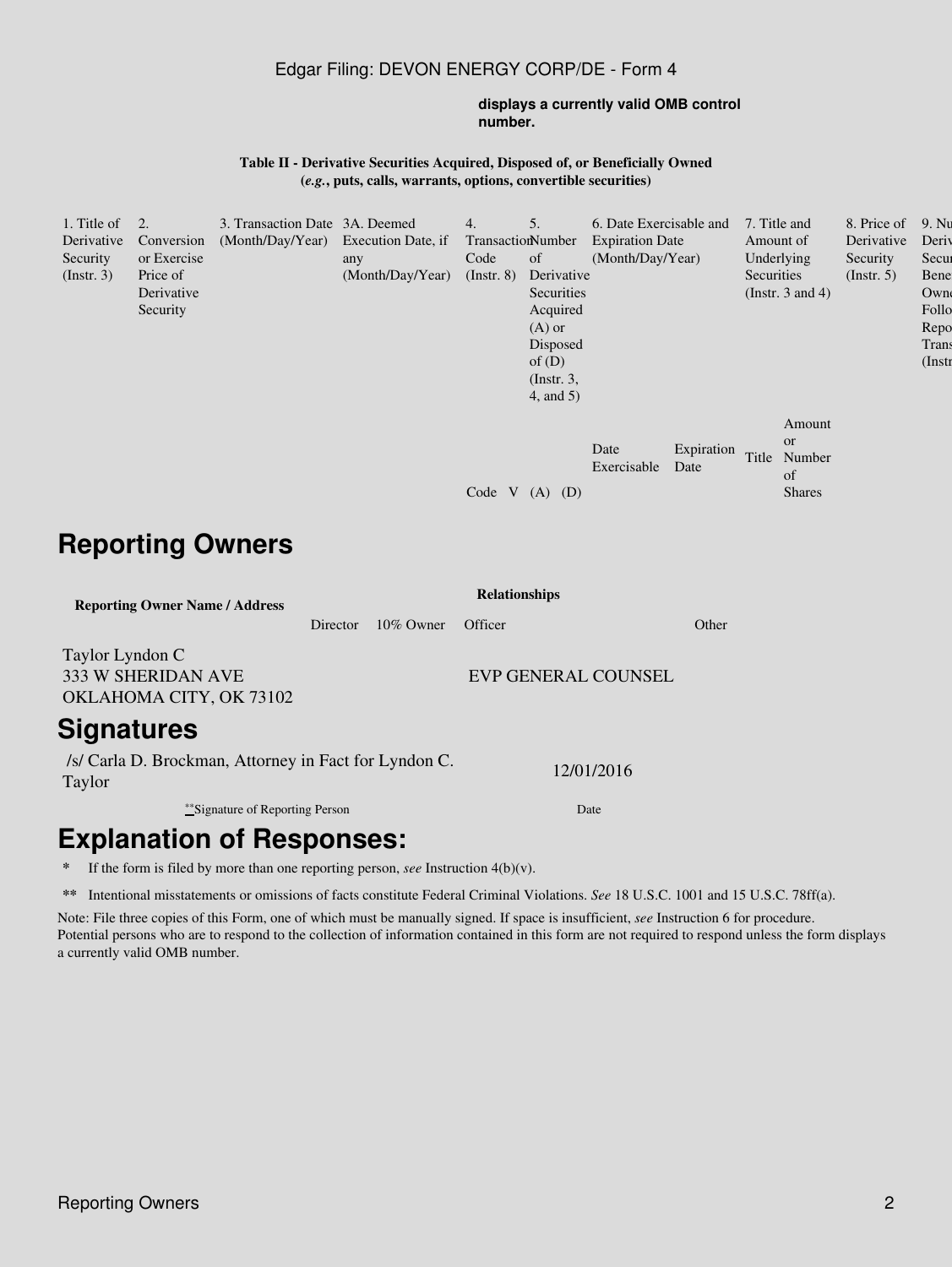displays a currently valid OMB control number.

**Table II - Derivative Securities Acquired, Disposed of, or Beneficially Owned**
**(*e.g.*, puts, calls, warrants, options, convertible securities)**

| 1. Title of Derivative Security (Instr. 3) | 2. Conversion or Exercise Price of Derivative Security | 3. Transaction Date (Month/Day/Year) | 3A. Deemed Execution Date, if any (Month/Day/Year) | 4. Transaction Code (Instr. 8) | | 5. Number of Derivative Securities Acquired (A) or Disposed of (D) (Instr. 3, 4, and 5) | | 6. Date Exercisable and Expiration Date (Month/Day/Year) | | 7. Title and Amount of Underlying Securities (Instr. 3 and 4) | | 8. Price of Derivative Security (Instr. 5) | 9. Nu Deriv Secur Bene Owne Follo Repo Trans (Instr |
|---|---|---|---|---|---|---|---|---|---|---|---|---|---|
| | | | | Code | V | (A) | (D) | Date Exercisable | Expiration Date | Title | Amount or Number of Shares | | |

# Reporting Owners

| Reporting Owner Name / Address | Relationships | | | |
|---|---|---|---|---|
| | Director | 10% Owner | Officer | Other |
| Taylor Lyndon C<br>333 W SHERIDAN AVE<br>OKLAHOMA CITY, OK 73102 | | | EVP GENERAL COUNSEL | |

# Signatures

| /s/ Carla D. Brockman, Attorney in Fact for Lyndon C. Taylor | 12/01/2016 |
|---|---|
| **Signature of Reporting Person | Date |

# Explanation of Responses:

\* If the form is filed by more than one reporting person, *see* Instruction 4(b)(v).

** Intentional misstatements or omissions of facts constitute Federal Criminal Violations. *See* 18 U.S.C. 1001 and 15 U.S.C. 78ff(a).

Note: File three copies of this Form, one of which must be manually signed. If space is insufficient, *see* Instruction 6 for procedure.
Potential persons who are to respond to the collection of information contained in this form are not required to respond unless the form displays a currently valid OMB number.